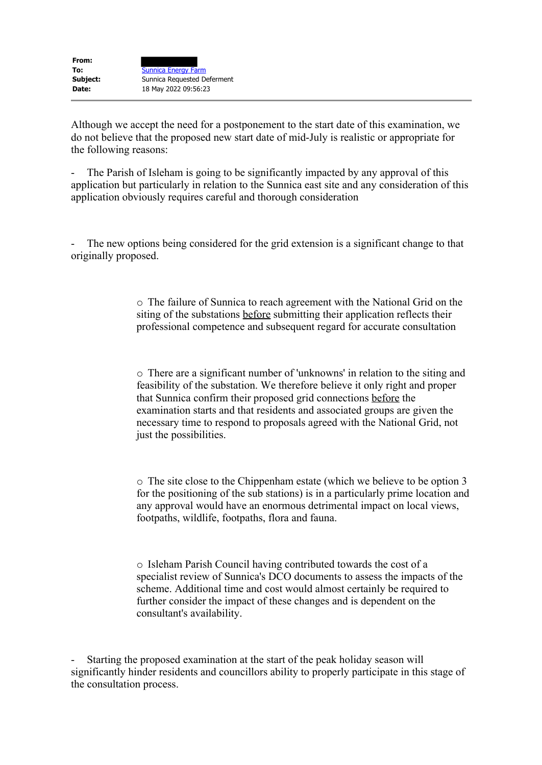| | |
|---|---|
| **From:** | |
| **To:** | Sunnica Energy Farm |
| **Subject:** | Sunnica Requested Deferment |
| **Date:** | 18 May 2022 09:56:23 |

---

Although we accept the need for a postponement to the start date of this examination, we do not believe that the proposed new start date of mid-July is realistic or appropriate for the following reasons:

- The Parish of Isleham is going to be significantly impacted by any approval of this application but particularly in relation to the Sunnica east site and any consideration of this application obviously requires careful and thorough consideration

- The new options being considered for the grid extension is a significant change to that originally proposed.

  - The failure of Sunnica to reach agreement with the National Grid on the siting of the substations before submitting their application reflects their professional competence and subsequent regard for accurate consultation

  - There are a significant number of 'unknowns' in relation to the siting and feasibility of the substation. We therefore believe it only right and proper that Sunnica confirm their proposed grid connections before the examination starts and that residents and associated groups are given the necessary time to respond to proposals agreed with the National Grid, not just the possibilities.

  - The site close to the Chippenham estate (which we believe to be option 3 for the positioning of the sub stations) is in a particularly prime location and any approval would have an enormous detrimental impact on local views, footpaths, wildlife, footpaths, flora and fauna.

  - Isleham Parish Council having contributed towards the cost of a specialist review of Sunnica's DCO documents to assess the impacts of the scheme. Additional time and cost would almost certainly be required to further consider the impact of these changes and is dependent on the consultant's availability.

- Starting the proposed examination at the start of the peak holiday season will significantly hinder residents and councillors ability to properly participate in this stage of the consultation process.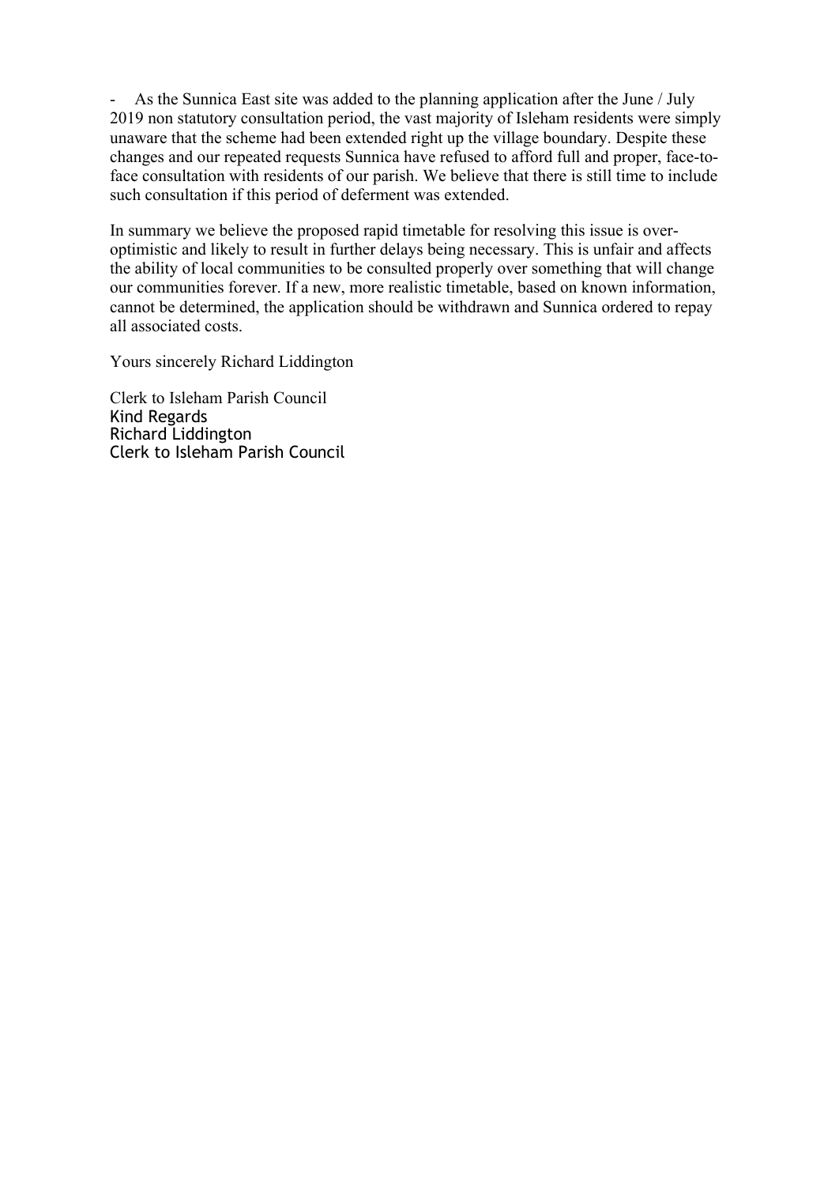- As the Sunnica East site was added to the planning application after the June / July 2019 non statutory consultation period, the vast majority of Isleham residents were simply unaware that the scheme had been extended right up the village boundary. Despite these changes and our repeated requests Sunnica have refused to afford full and proper, face-to-face consultation with residents of our parish. We believe that there is still time to include such consultation if this period of deferment was extended.

In summary we believe the proposed rapid timetable for resolving this issue is over-optimistic and likely to result in further delays being necessary. This is unfair and affects the ability of local communities to be consulted properly over something that will change our communities forever. If a new, more realistic timetable, based on known information, cannot be determined, the application should be withdrawn and Sunnica ordered to repay all associated costs.

Yours sincerely Richard Liddington

Clerk to Isleham Parish Council
Kind Regards
Richard Liddington
Clerk to Isleham Parish Council